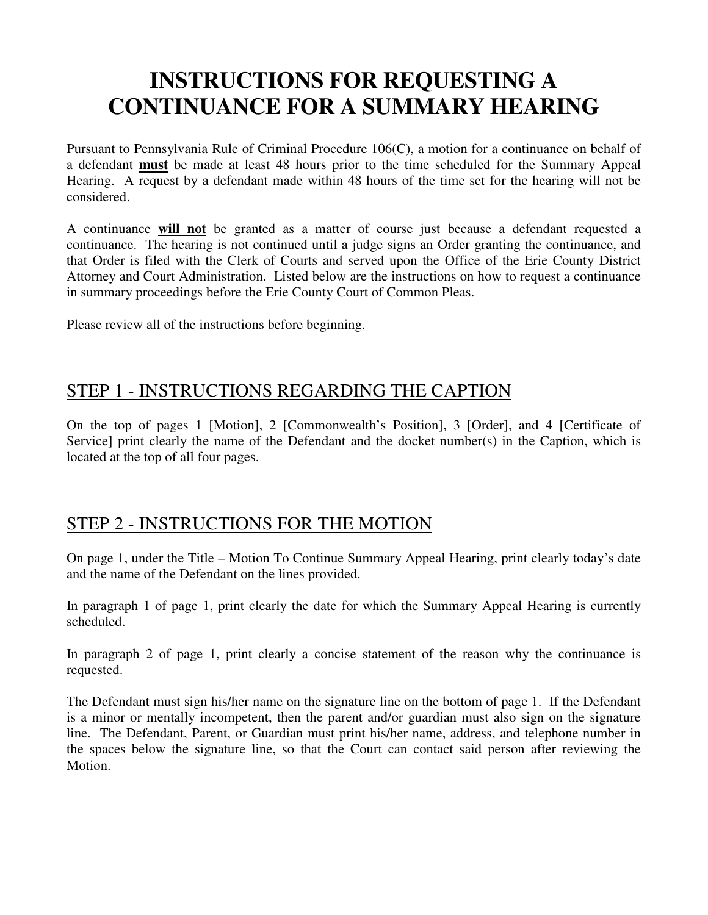# INSTRUCTIONS FOR REQUESTING A CONTINUANCE FOR A SUMMARY HEARING

Pursuant to Pennsylvania Rule of Criminal Procedure 106(C), a motion for a continuance on behalf of a defendant **<u>must</u>** be made at least 48 hours prior to the time scheduled for the Summary Appeal Hearing. A request by a defendant made within 48 hours of the time set for the hearing will not be considered.

A continuance **<u>will not</u>** be granted as a matter of course just because a defendant requested a continuance. The hearing is not continued until a judge signs an Order granting the continuance, and that Order is filed with the Clerk of Courts and served upon the Office of the Erie County District Attorney and Court Administration. Listed below are the instructions on how to request a continuance in summary proceedings before the Erie County Court of Common Pleas.

Please review all of the instructions before beginning.

## STEP 1 - INSTRUCTIONS REGARDING THE CAPTION

On the top of pages 1 [Motion], 2 [Commonwealth's Position], 3 [Order], and 4 [Certificate of Service] print clearly the name of the Defendant and the docket number(s) in the Caption, which is located at the top of all four pages.

## STEP 2 - INSTRUCTIONS FOR THE MOTION

On page 1, under the Title – Motion To Continue Summary Appeal Hearing, print clearly today's date and the name of the Defendant on the lines provided.

In paragraph 1 of page 1, print clearly the date for which the Summary Appeal Hearing is currently scheduled.

In paragraph 2 of page 1, print clearly a concise statement of the reason why the continuance is requested.

The Defendant must sign his/her name on the signature line on the bottom of page 1. If the Defendant is a minor or mentally incompetent, then the parent and/or guardian must also sign on the signature line. The Defendant, Parent, or Guardian must print his/her name, address, and telephone number in the spaces below the signature line, so that the Court can contact said person after reviewing the Motion.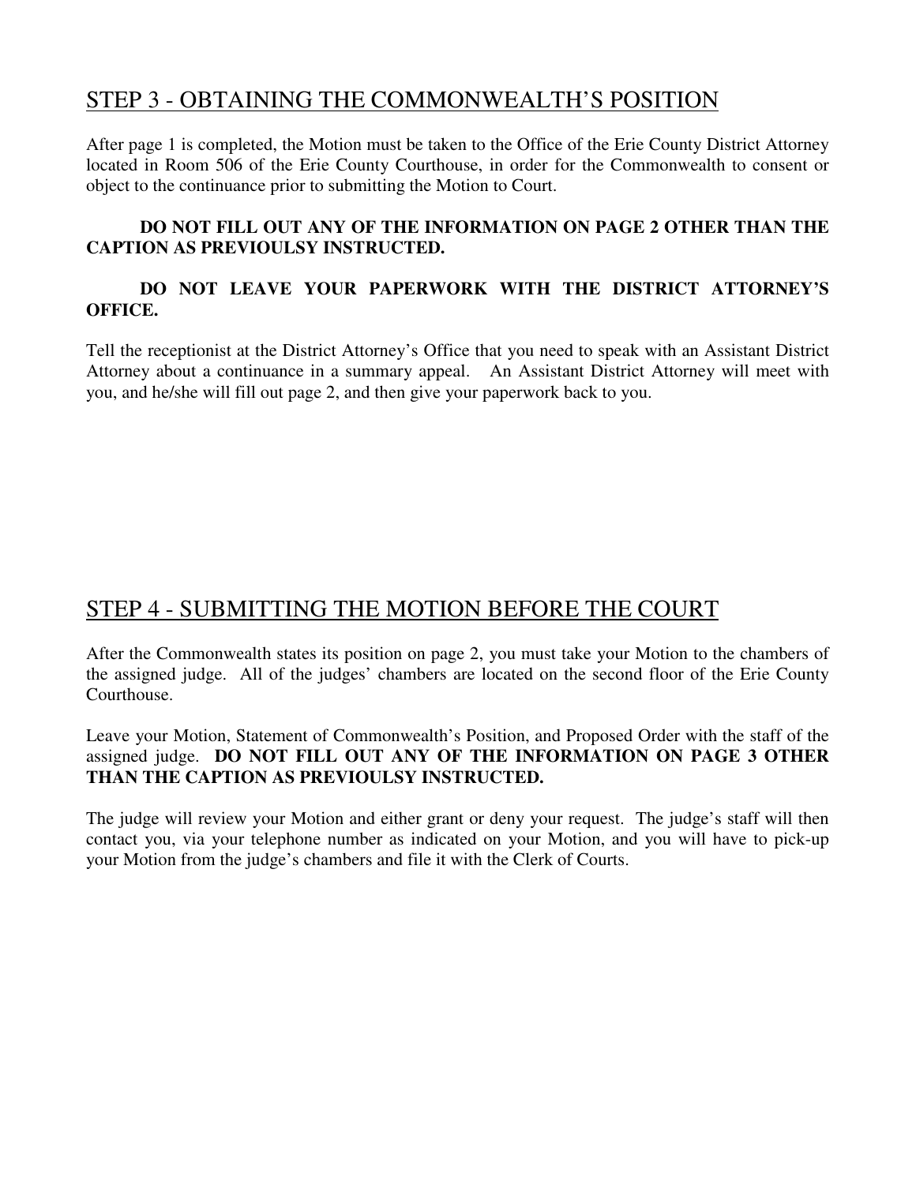## STEP 3 - OBTAINING THE COMMONWEALTH'S POSITION

After page 1 is completed, the Motion must be taken to the Office of the Erie County District Attorney located in Room 506 of the Erie County Courthouse, in order for the Commonwealth to consent or object to the continuance prior to submitting the Motion to Court.

**DO NOT FILL OUT ANY OF THE INFORMATION ON PAGE 2 OTHER THAN THE CAPTION AS PREVIOULSY INSTRUCTED.**

**DO NOT LEAVE YOUR PAPERWORK WITH THE DISTRICT ATTORNEY'S OFFICE.**

Tell the receptionist at the District Attorney's Office that you need to speak with an Assistant District Attorney about a continuance in a summary appeal. An Assistant District Attorney will meet with you, and he/she will fill out page 2, and then give your paperwork back to you.

## STEP 4 - SUBMITTING THE MOTION BEFORE THE COURT

After the Commonwealth states its position on page 2, you must take your Motion to the chambers of the assigned judge. All of the judges' chambers are located on the second floor of the Erie County Courthouse.

Leave your Motion, Statement of Commonwealth's Position, and Proposed Order with the staff of the assigned judge. **DO NOT FILL OUT ANY OF THE INFORMATION ON PAGE 3 OTHER THAN THE CAPTION AS PREVIOULSY INSTRUCTED.**

The judge will review your Motion and either grant or deny your request. The judge's staff will then contact you, via your telephone number as indicated on your Motion, and you will have to pick-up your Motion from the judge's chambers and file it with the Clerk of Courts.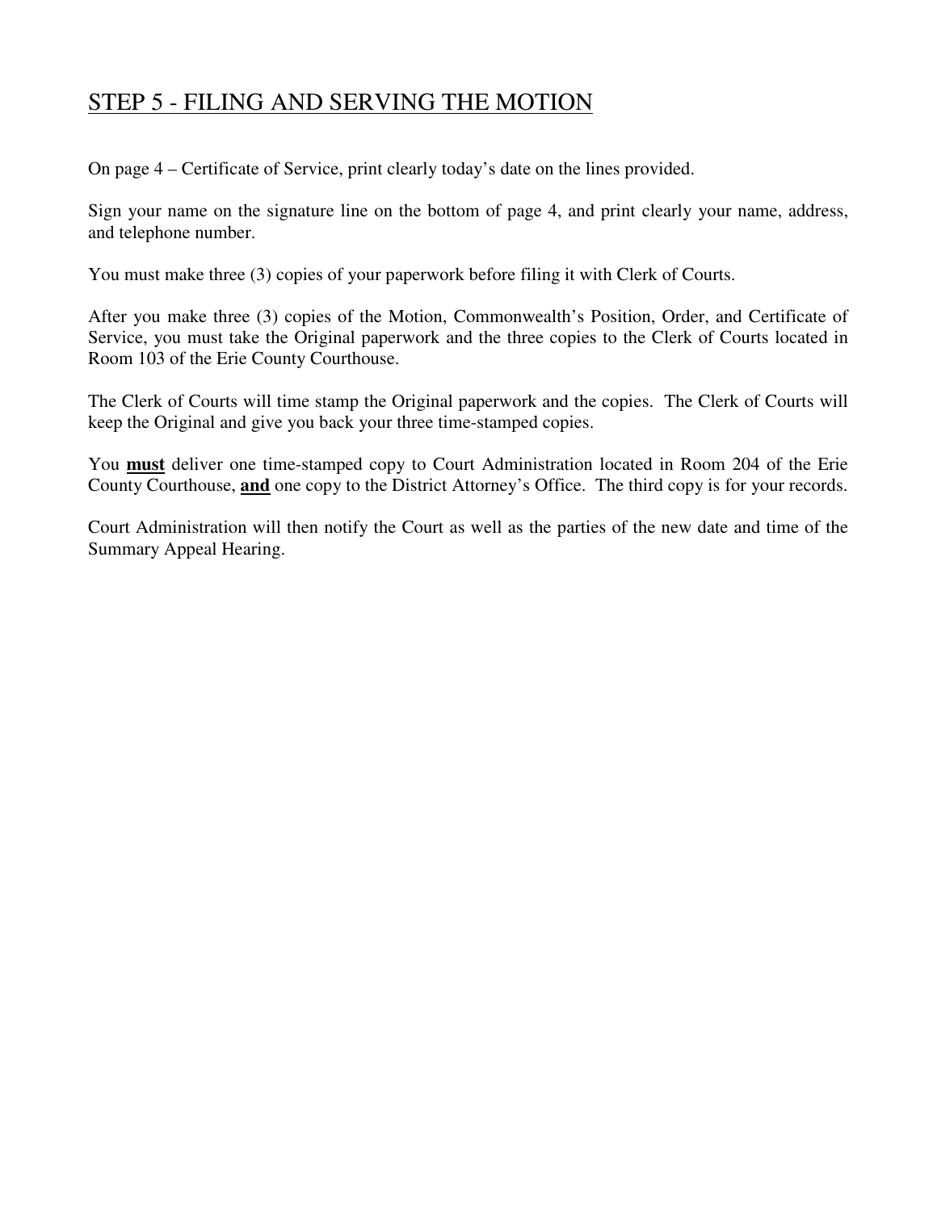## STEP 5 - FILING AND SERVING THE MOTION

On page 4 – Certificate of Service, print clearly today's date on the lines provided.

Sign your name on the signature line on the bottom of page 4, and print clearly your name, address, and telephone number.

You must make three (3) copies of your paperwork before filing it with Clerk of Courts.

After you make three (3) copies of the Motion, Commonwealth's Position, Order, and Certificate of Service, you must take the Original paperwork and the three copies to the Clerk of Courts located in Room 103 of the Erie County Courthouse.

The Clerk of Courts will time stamp the Original paperwork and the copies. The Clerk of Courts will keep the Original and give you back your three time-stamped copies.

You **must** deliver one time-stamped copy to Court Administration located in Room 204 of the Erie County Courthouse, **and** one copy to the District Attorney's Office. The third copy is for your records.

Court Administration will then notify the Court as well as the parties of the new date and time of the Summary Appeal Hearing.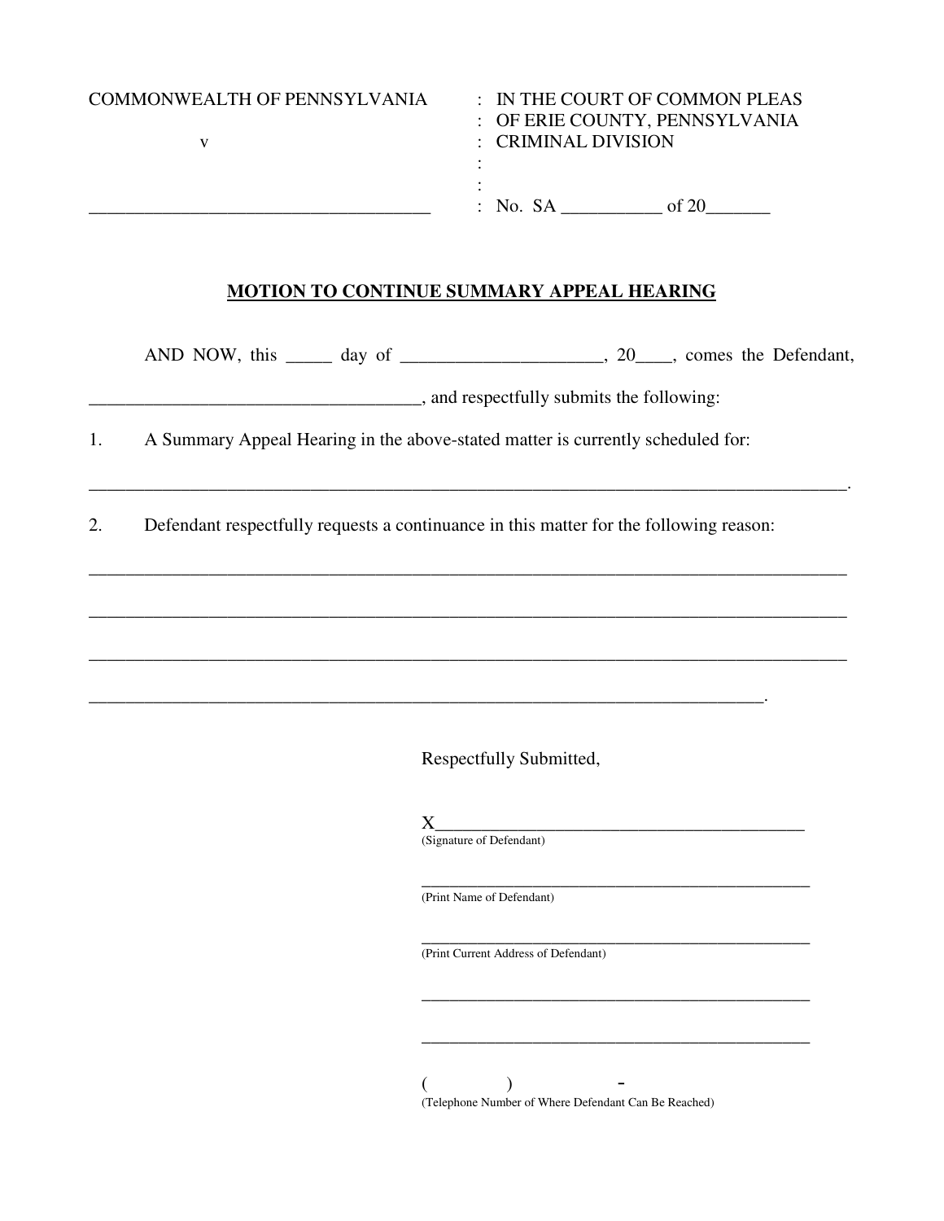COMMONWEALTH OF PENNSYLVANIA : IN THE COURT OF COMMON PLEAS
: OF ERIE COUNTY, PENNSYLVANIA
v : CRIMINAL DIVISION
:
:
_____________________________________ : No. SA ___________ of 20_______

**MOTION TO CONTINUE SUMMARY APPEAL HEARING**

AND NOW, this _____ day of _____________________, 20____, comes the Defendant, ___________________________________, and respectfully submits the following:

1. A Summary Appeal Hearing in the above-stated matter is currently scheduled for:

_____________________________________________________________________________.

2. Defendant respectfully requests a continuance in this matter for the following reason:

_____________________________________________________________________________

_____________________________________________________________________________

_____________________________________________________________________________

______________________________________________________________________.

Respectfully Submitted,

X_______________________________________
(Signature of Defendant)

_____________________________________________
(Print Name of Defendant)

_____________________________________________
(Print Current Address of Defendant)

_____________________________________________

_____________________________________________

(          )          -
(Telephone Number of Where Defendant Can Be Reached)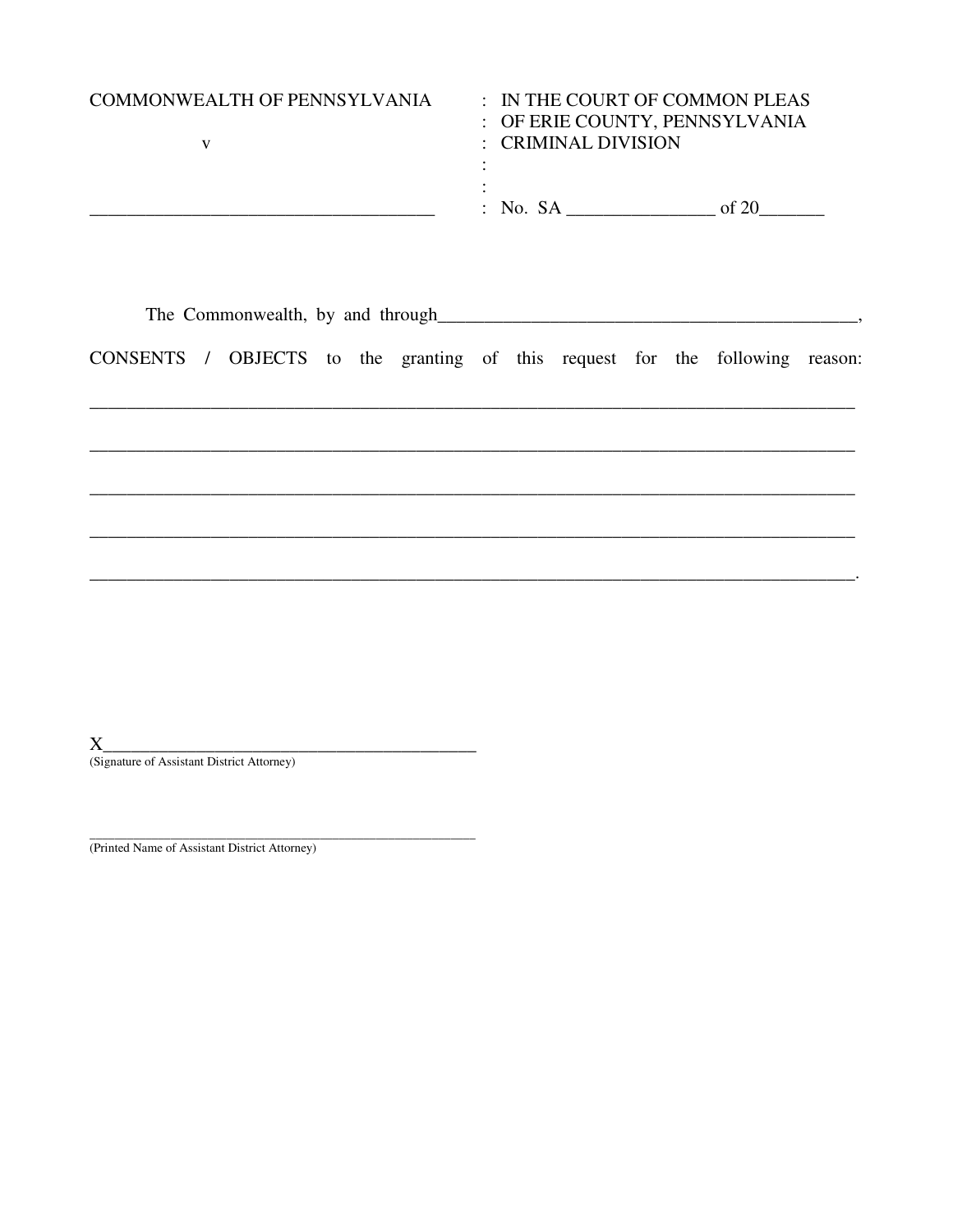| COMMONWEALTH OF PENNSYLVANIA | : IN THE COURT OF COMMON PLEAS |
| --- | --- |
| | : OF ERIE COUNTY, PENNSYLVANIA |
| v | : CRIMINAL DIVISION |
| | : |
| | : |
| ______________________________________ | : No. SA ________________ of 20_______ |

The Commonwealth, by and through_______________________________________________,

CONSENTS / OBJECTS to the granting of this request for the following reason:

_____________________________________________________________________________________

_____________________________________________________________________________________

_____________________________________________________________________________________

_____________________________________________________________________________________

_____________________________________________________________________________________.

X__________________________________________
(Signature of Assistant District Attorney)

___________________________________________________
(Printed Name of Assistant District Attorney)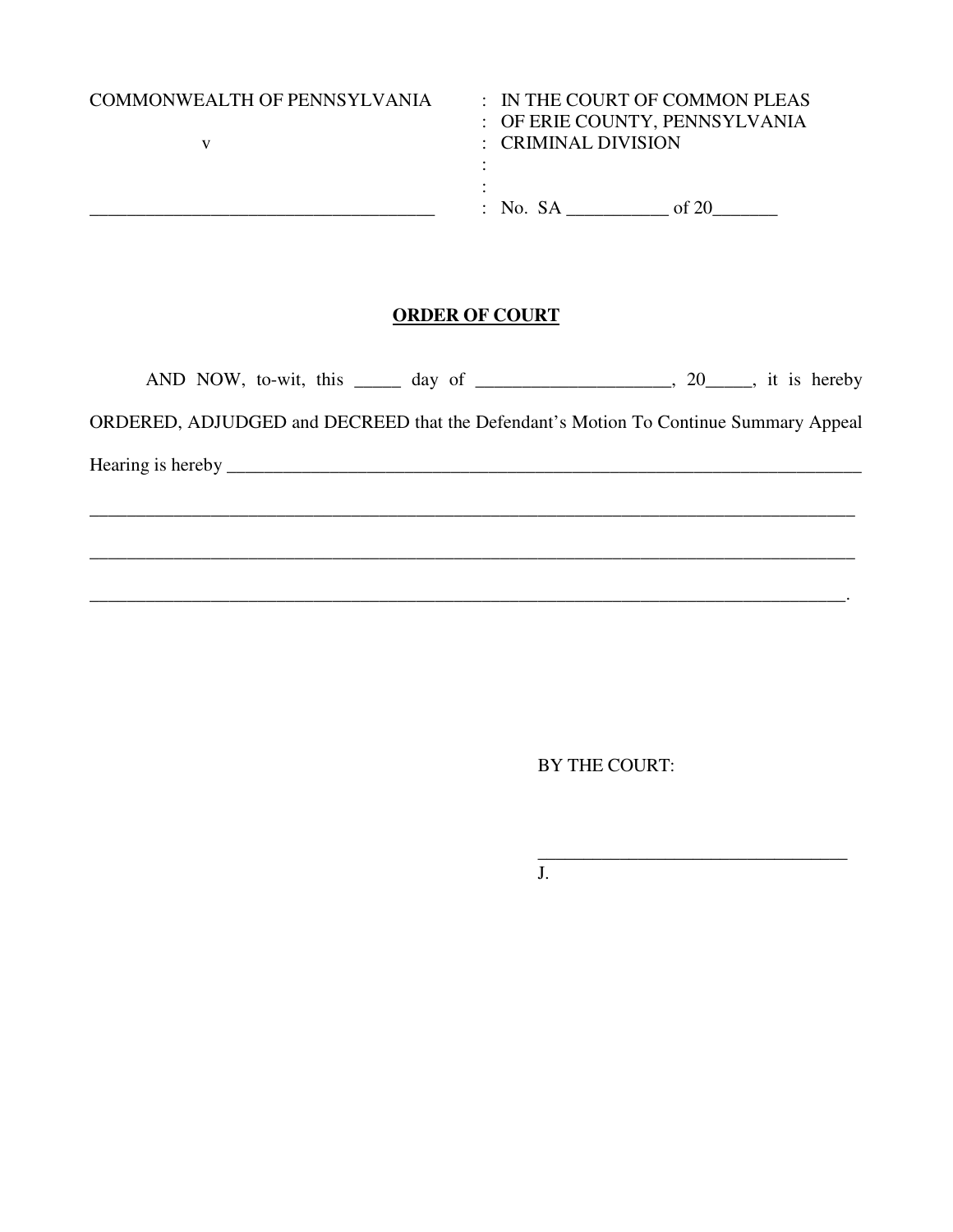| COMMONWEALTH OF PENNSYLVANIA | : IN THE COURT OF COMMON PLEAS |
|---|---|
| | : OF ERIE COUNTY, PENNSYLVANIA |
| v | : CRIMINAL DIVISION |
| | : |
| | : |
| _____________________________________ | : No. SA ___________ of 20_______ |

**ORDER OF COURT**

AND NOW, to-wit, this _____ day of ____________________, 20_____, it is hereby ORDERED, ADJUDGED and DECREED that the Defendant's Motion To Continue Summary Appeal Hearing is hereby ______________________________________________________________________

______________________________________________________________________________

______________________________________________________________________________

______________________________________________________________________________.

BY THE COURT:

_________________________________
J.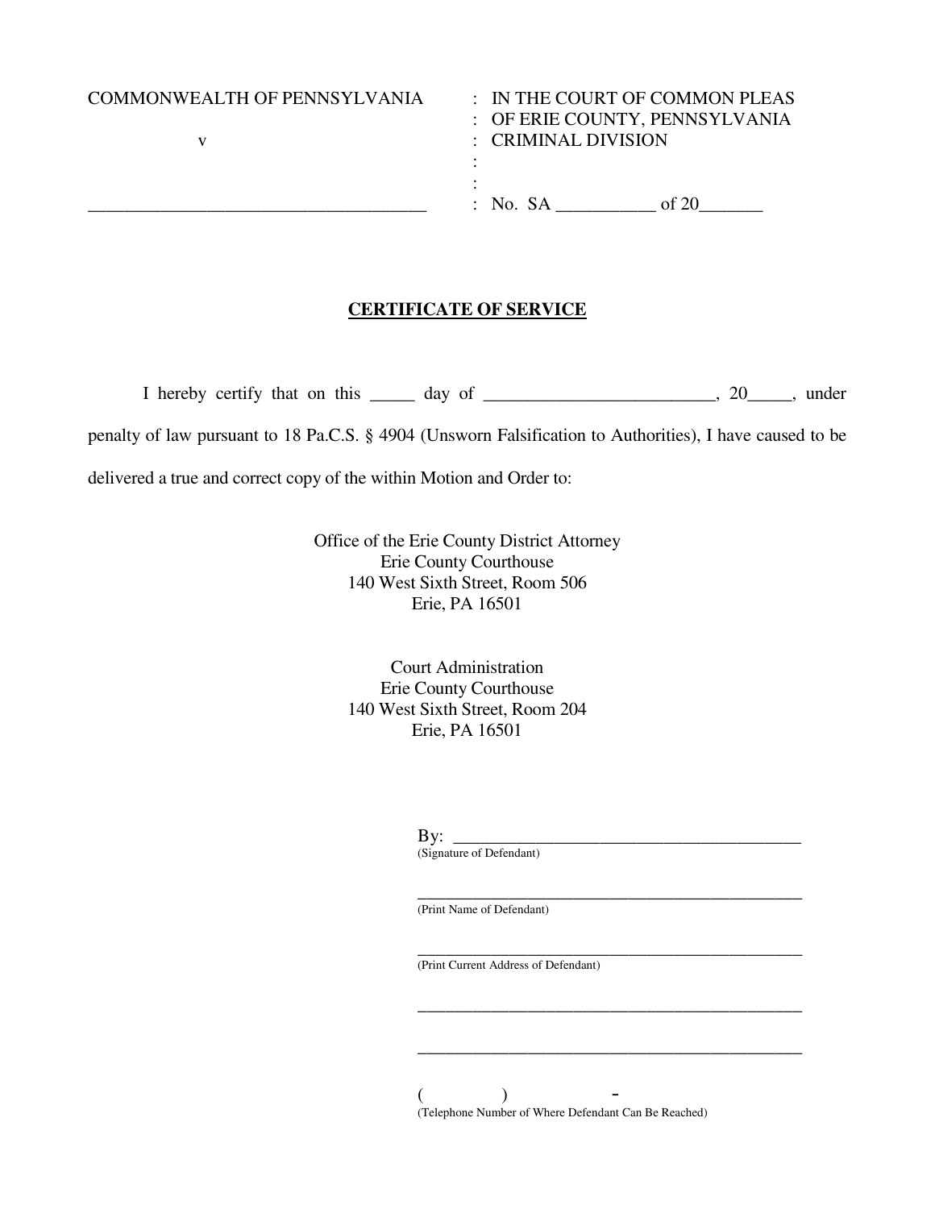| | |
|---|---|
| COMMONWEALTH OF PENNSYLVANIA | : IN THE COURT OF COMMON PLEAS |
| | : OF ERIE COUNTY, PENNSYLVANIA |
| v | : CRIMINAL DIVISION |
| | : |
| | : |
| ____________________________________ | : No. SA ___________ of 20_______ |

**CERTIFICATE OF SERVICE**

I hereby certify that on this _____ day of _________________________, 20_____, under penalty of law pursuant to 18 Pa.C.S. § 4904 (Unsworn Falsification to Authorities), I have caused to be delivered a true and correct copy of the within Motion and Order to:

Office of the Erie County District Attorney
Erie County Courthouse
140 West Sixth Street, Room 506
Erie, PA 16501

Court Administration
Erie County Courthouse
140 West Sixth Street, Room 204
Erie, PA 16501

By: ______________________________________
(Signature of Defendant)

______________________________________________
(Print Name of Defendant)

______________________________________________
(Print Current Address of Defendant)

______________________________________________

______________________________________________

(          )          -
(Telephone Number of Where Defendant Can Be Reached)